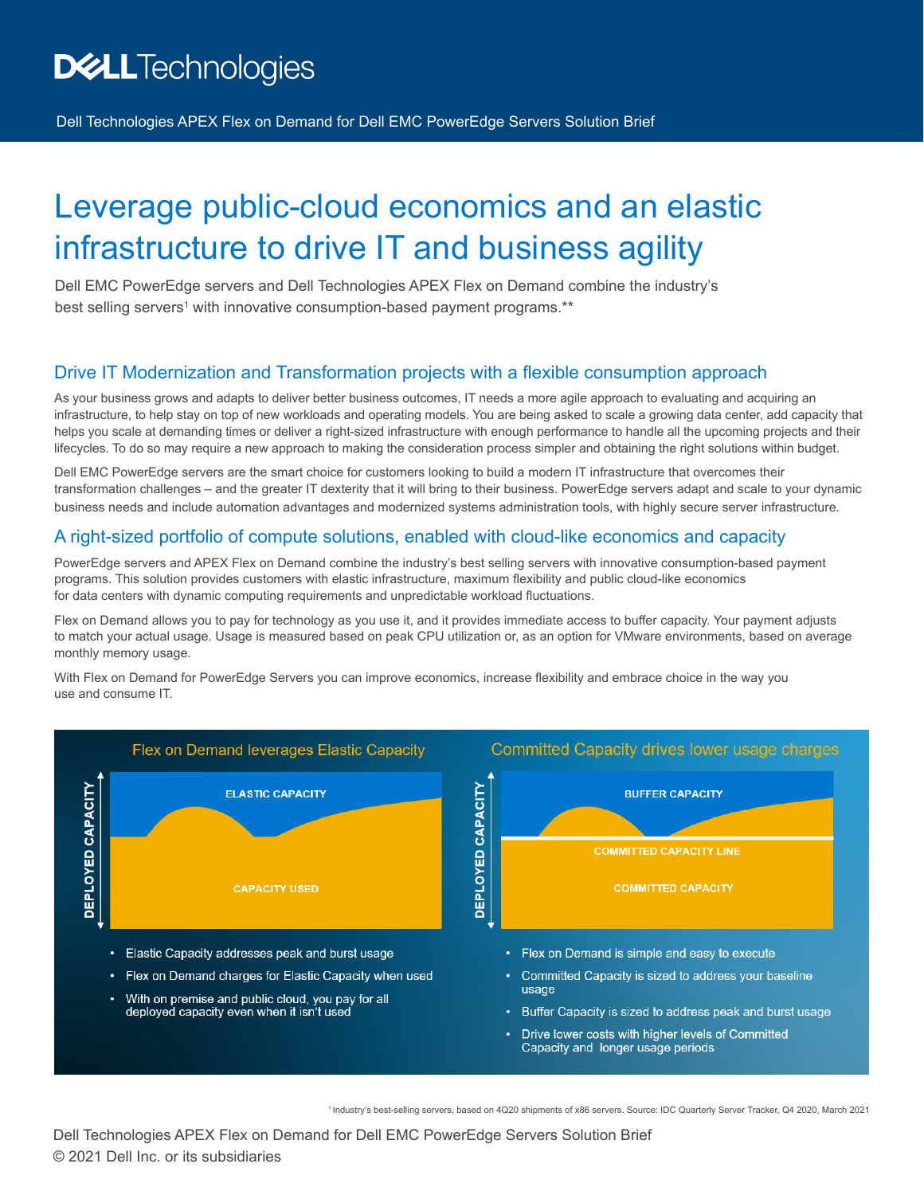Dell Technologies APEX Flex on Demand for Dell EMC PowerEdge Servers Solution Brief

# Leverage public-cloud economics and an elastic infrastructure to drive IT and business agility

Dell EMC PowerEdge servers and Dell Technologies APEX Flex on Demand combine the industry's best selling servers[1] with innovative consumption-based payment programs.**

## Drive IT Modernization and Transformation projects with a flexible consumption approach

As your business grows and adapts to deliver better business outcomes, IT needs a more agile approach to evaluating and acquiring an infrastructure, to help stay on top of new workloads and operating models. You are being asked to scale a growing data center, add capacity that helps you scale at demanding times or deliver a right-sized infrastructure with enough performance to handle all the upcoming projects and their lifecycles. To do so may require a new approach to making the consideration process simpler and obtaining the right solutions within budget.

Dell EMC PowerEdge servers are the smart choice for customers looking to build a modern IT infrastructure that overcomes their transformation challenges – and the greater IT dexterity that it will bring to their business. PowerEdge servers adapt and scale to your dynamic business needs and include automation advantages and modernized systems administration tools, with highly secure server infrastructure.

## A right-sized portfolio of compute solutions, enabled with cloud-like economics and capacity

PowerEdge servers and APEX Flex on Demand combine the industry's best selling servers with innovative consumption-based payment programs. This solution provides customers with elastic infrastructure, maximum flexibility and public cloud-like economics for data centers with dynamic computing requirements and unpredictable workload fluctuations.

Flex on Demand allows you to pay for technology as you use it, and it provides immediate access to buffer capacity. Your payment adjusts to match your actual usage. Usage is measured based on peak CPU utilization or, as an option for VMware environments, based on average monthly memory usage.

With Flex on Demand for PowerEdge Servers you can improve economics, increase flexibility and embrace choice in the way you use and consume IT.

### Flex on Demand leverages Elastic Capacity

DEPLOYED CAPACITY — ELASTIC CAPACITY — CAPACITY USED

- Elastic Capacity addresses peak and burst usage
- Flex on Demand charges for Elastic Capacity when used
- With on premise and public cloud, you pay for all deployed capacity even when it isn't used

### Committed Capacity drives lower usage charges

DEPLOYED CAPACITY — BUFFER CAPACITY — COMMITTED CAPACITY LINE — COMMITTED CAPACITY

- Flex on Demand is simple and easy to execute
- Committed Capacity is sized to address your baseline usage
- Buffer Capacity is sized to address peak and burst usage
- Drive lower costs with higher levels of Committed Capacity and longer usage periods

[1] Industry's best-selling servers, based on 4Q20 shipments of x86 servers. Source: IDC Quarterly Server Tracker, Q4 2020, March 2021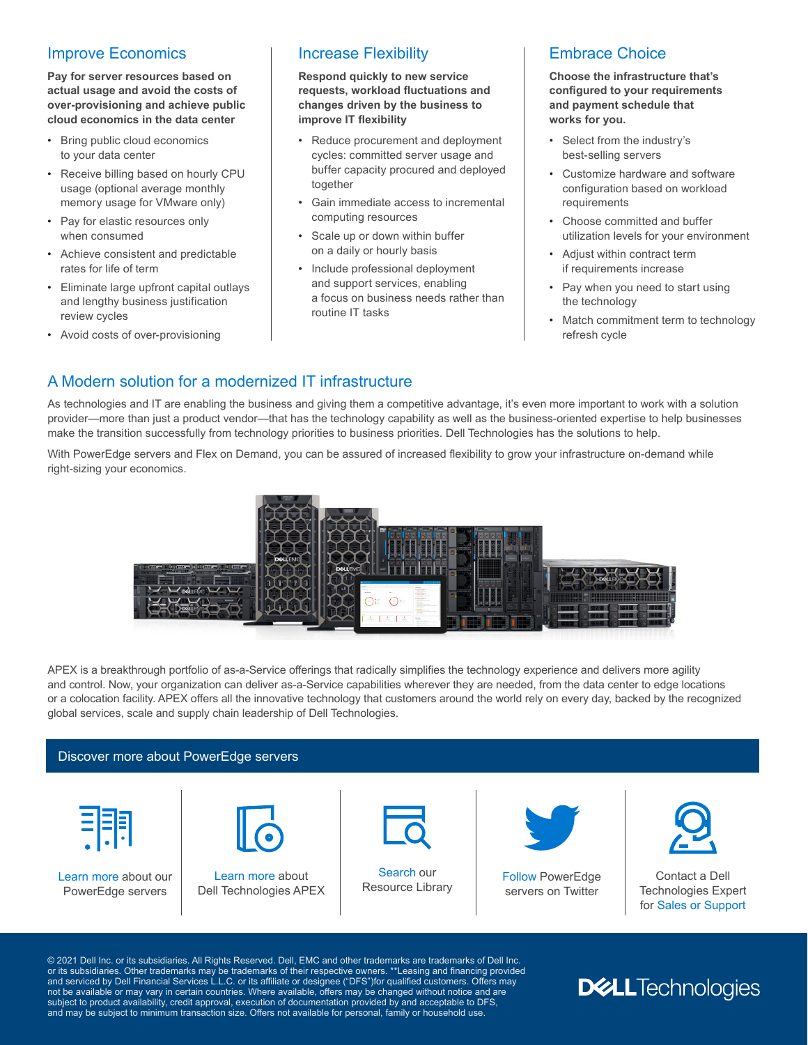## Improve Economics

**Pay for server resources based on actual usage and avoid the costs of over-provisioning and achieve public cloud economics in the data center**

- Bring public cloud economics to your data center
- Receive billing based on hourly CPU usage (optional average monthly memory usage for VMware only)
- Pay for elastic resources only when consumed
- Achieve consistent and predictable rates for life of term
- Eliminate large upfront capital outlays and lengthy business justification review cycles
- Avoid costs of over-provisioning

## Increase Flexibility

**Respond quickly to new service requests, workload fluctuations and changes driven by the business to improve IT flexibility**

- Reduce procurement and deployment cycles: committed server usage and buffer capacity procured and deployed together
- Gain immediate access to incremental computing resources
- Scale up or down within buffer on a daily or hourly basis
- Include professional deployment and support services, enabling a focus on business needs rather than routine IT tasks

## Embrace Choice

**Choose the infrastructure that's configured to your requirements and payment schedule that works for you.**

- Select from the industry's best-selling servers
- Customize hardware and software configuration based on workload requirements
- Choose committed and buffer utilization levels for your environment
- Adjust within contract term if requirements increase
- Pay when you need to start using the technology
- Match commitment term to technology refresh cycle

## A Modern solution for a modernized IT infrastructure

As technologies and IT are enabling the business and giving them a competitive advantage, it's even more important to work with a solution provider—more than just a product vendor—that has the technology capability as well as the business-oriented expertise to help businesses make the transition successfully from technology priorities to business priorities. Dell Technologies has the solutions to help.

With PowerEdge servers and Flex on Demand, you can be assured of increased flexibility to grow your infrastructure on-demand while right-sizing your economics.

APEX is a breakthrough portfolio of as-a-Service offerings that radically simplifies the technology experience and delivers more agility and control. Now, your organization can deliver as-a-Service capabilities wherever they are needed, from the data center to edge locations or a colocation facility. APEX offers all the innovative technology that customers around the world rely on every day, backed by the recognized global services, scale and supply chain leadership of Dell Technologies.

### Discover more about PowerEdge servers

Learn more about our PowerEdge servers

Learn more about Dell Technologies APEX

Search our Resource Library

Follow PowerEdge servers on Twitter

Contact a Dell Technologies Expert for Sales or Support

© 2021 Dell Inc. or its subsidiaries. All Rights Reserved. Dell, EMC and other trademarks are trademarks of Dell Inc. or its subsidiaries. Other trademarks may be trademarks of their respective owners. **Leasing and financing provided and serviced by Dell Financial Services L.L.C. or its affiliate or designee ("DFS")for qualified customers. Offers may not be available or may vary in certain countries. Where available, offers may be changed without notice and are subject to product availability, credit approval, execution of documentation provided by and acceptable to DFS, and may be subject to minimum transaction size. Offers not available for personal, family or household use.

DELL Technologies